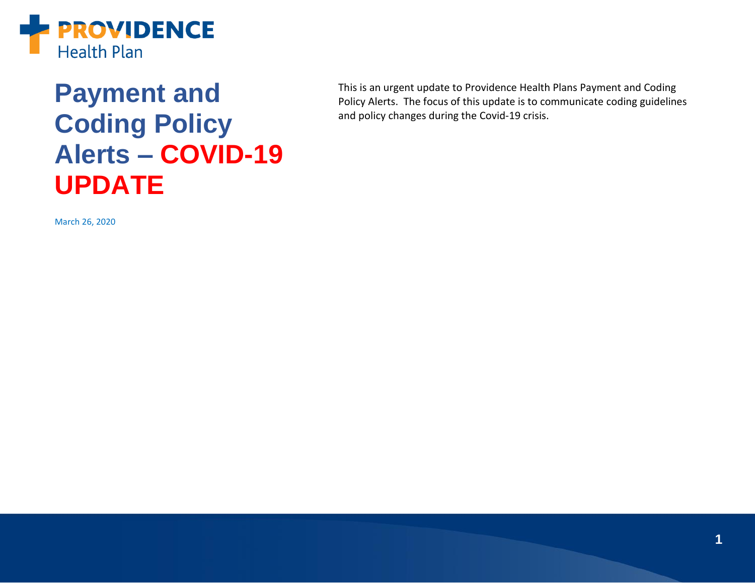PROVIDENCE Health Plan

# Payment and Coding Policy Alerts – COVID-19 UPDATE

March 26, 2020

This is an urgent update to Providence Health Plans Payment and Coding Policy Alerts. The focus of this update is to communicate coding guidelines and policy changes during the Covid-19 crisis.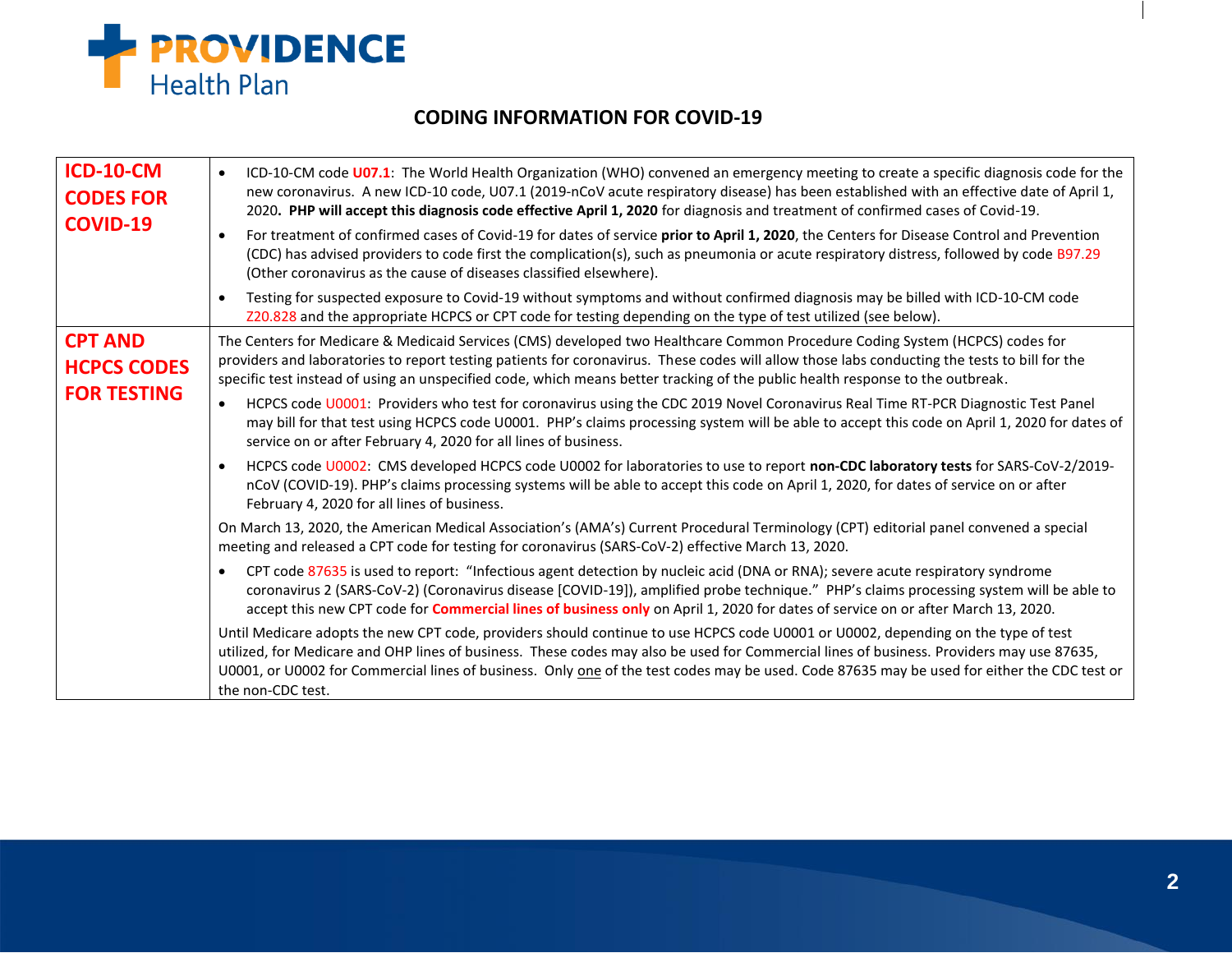**PROVIDENCE Health Plan**

# CODING INFORMATION FOR COVID-19

| | |
|---|---|
| **ICD-10-CM CODES FOR COVID-19** | • ICD-10-CM code **U07.1**: The World Health Organization (WHO) convened an emergency meeting to create a specific diagnosis code for the new coronavirus. A new ICD-10 code, U07.1 (2019-nCoV acute respiratory disease) has been established with an effective date of April 1, 2020**. PHP will accept this diagnosis code effective April 1, 2020** for diagnosis and treatment of confirmed cases of Covid-19.<br>• For treatment of confirmed cases of Covid-19 for dates of service **prior to April 1, 2020**, the Centers for Disease Control and Prevention (CDC) has advised providers to code first the complication(s), such as pneumonia or acute respiratory distress, followed by code B97.29 (Other coronavirus as the cause of diseases classified elsewhere).<br>• Testing for suspected exposure to Covid-19 without symptoms and without confirmed diagnosis may be billed with ICD-10-CM code Z20.828 and the appropriate HCPCS or CPT code for testing depending on the type of test utilized (see below). |
| **CPT AND HCPCS CODES FOR TESTING** | The Centers for Medicare & Medicaid Services (CMS) developed two Healthcare Common Procedure Coding System (HCPCS) codes for providers and laboratories to report testing patients for coronavirus. These codes will allow those labs conducting the tests to bill for the specific test instead of using an unspecified code, which means better tracking of the public health response to the outbreak.<br>• HCPCS code U0001: Providers who test for coronavirus using the CDC 2019 Novel Coronavirus Real Time RT-PCR Diagnostic Test Panel may bill for that test using HCPCS code U0001. PHP's claims processing system will be able to accept this code on April 1, 2020 for dates of service on or after February 4, 2020 for all lines of business.<br>• HCPCS code U0002: CMS developed HCPCS code U0002 for laboratories to use to report **non-CDC laboratory tests** for SARS-CoV-2/2019-nCoV (COVID-19). PHP's claims processing systems will be able to accept this code on April 1, 2020, for dates of service on or after February 4, 2020 for all lines of business.<br>On March 13, 2020, the American Medical Association's (AMA's) Current Procedural Terminology (CPT) editorial panel convened a special meeting and released a CPT code for testing for coronavirus (SARS-CoV-2) effective March 13, 2020.<br>• CPT code 87635 is used to report: "Infectious agent detection by nucleic acid (DNA or RNA); severe acute respiratory syndrome coronavirus 2 (SARS-CoV-2) (Coronavirus disease [COVID-19]), amplified probe technique." PHP's claims processing system will be able to accept this new CPT code for **Commercial lines of business only** on April 1, 2020 for dates of service on or after March 13, 2020.<br>Until Medicare adopts the new CPT code, providers should continue to use HCPCS code U0001 or U0002, depending on the type of test utilized, for Medicare and OHP lines of business. These codes may also be used for Commercial lines of business. Providers may use 87635, U0001, or U0002 for Commercial lines of business. Only one of the test codes may be used. Code 87635 may be used for either the CDC test or the non-CDC test. |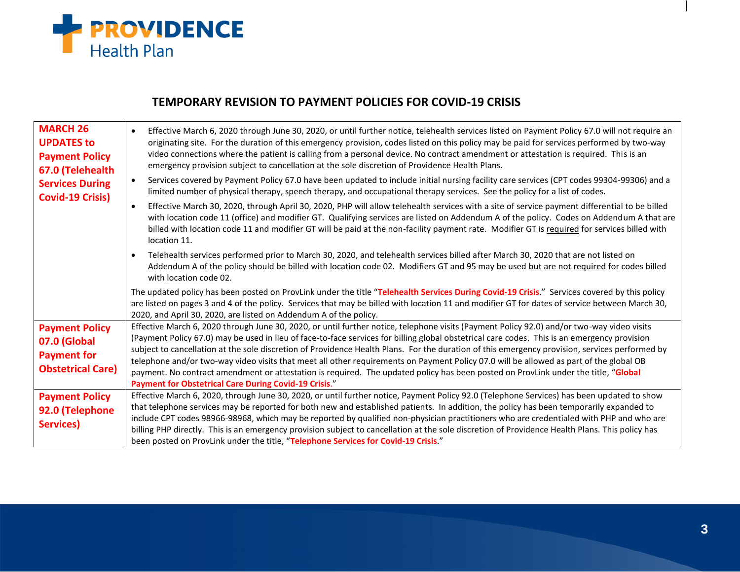Providence Health Plan

## TEMPORARY REVISION TO PAYMENT POLICIES FOR COVID-19 CRISIS

| | |
|---|---|
| **MARCH 26 UPDATES to Payment Policy 67.0 (Telehealth Services During Covid-19 Crisis)** | • Effective March 6, 2020 through June 30, 2020, or until further notice, telehealth services listed on Payment Policy 67.0 will not require an originating site. For the duration of this emergency provision, codes listed on this policy may be paid for services performed by two-way video connections where the patient is calling from a personal device. No contract amendment or attestation is required. This is an emergency provision subject to cancellation at the sole discretion of Providence Health Plans.<br>• Services covered by Payment Policy 67.0 have been updated to include initial nursing facility care services (CPT codes 99304-99306) and a limited number of physical therapy, speech therapy, and occupational therapy services. See the policy for a list of codes.<br>• Effective March 30, 2020, through April 30, 2020, PHP will allow telehealth services with a site of service payment differential to be billed with location code 11 (office) and modifier GT. Qualifying services are listed on Addendum A of the policy. Codes on Addendum A that are billed with location code 11 and modifier GT will be paid at the non-facility payment rate. Modifier GT is required for services billed with location 11.<br>• Telehealth services performed prior to March 30, 2020, and telehealth services billed after March 30, 2020 that are not listed on Addendum A of the policy should be billed with location code 02. Modifiers GT and 95 may be used but are not required for codes billed with location code 02.<br>The updated policy has been posted on ProvLink under the title "**Telehealth Services During Covid-19 Crisis**." Services covered by this policy are listed on pages 3 and 4 of the policy. Services that may be billed with location 11 and modifier GT for dates of service between March 30, 2020, and April 30, 2020, are listed on Addendum A of the policy. |
| **Payment Policy 07.0 (Global Payment for Obstetrical Care)** | Effective March 6, 2020 through June 30, 2020, or until further notice, telephone visits (Payment Policy 92.0) and/or two-way video visits (Payment Policy 67.0) may be used in lieu of face-to-face services for billing global obstetrical care codes. This is an emergency provision subject to cancellation at the sole discretion of Providence Health Plans. For the duration of this emergency provision, services performed by telephone and/or two-way video visits that meet all other requirements on Payment Policy 07.0 will be allowed as part of the global OB payment. No contract amendment or attestation is required. The updated policy has been posted on ProvLink under the title, "**Global Payment for Obstetrical Care During Covid-19 Crisis**." |
| **Payment Policy 92.0 (Telephone Services)** | Effective March 6, 2020, through June 30, 2020, or until further notice, Payment Policy 92.0 (Telephone Services) has been updated to show that telephone services may be reported for both new and established patients. In addition, the policy has been temporarily expanded to include CPT codes 98966-98968, which may be reported by qualified non-physician practitioners who are credentialed with PHP and who are billing PHP directly. This is an emergency provision subject to cancellation at the sole discretion of Providence Health Plans. This policy has been posted on ProvLink under the title, "**Telephone Services for Covid-19 Crisis**." |